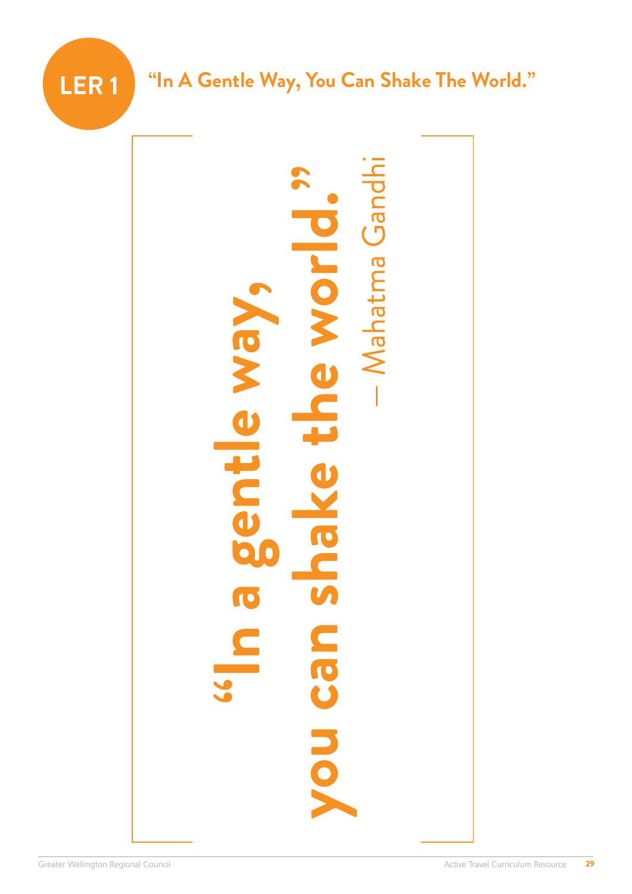## LER 1 "In A Gentle Way, You Can Shake The World."

**"In a gentle way, you can shake the world."**

— Mahatma Gandhi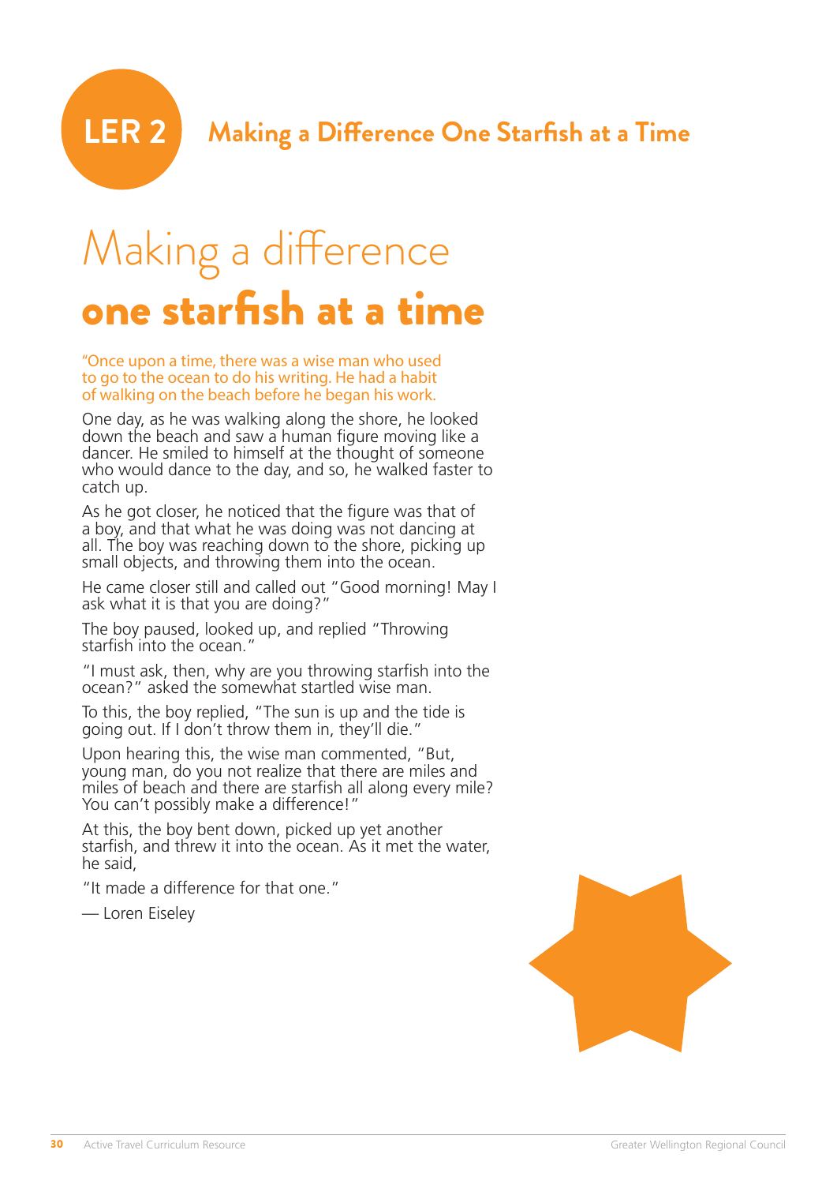## LER 2 Making a Difference One Starfish at a Time

# Making a difference **one starfish at a time**

"Once upon a time, there was a wise man who used to go to the ocean to do his writing. He had a habit of walking on the beach before he began his work.

One day, as he was walking along the shore, he looked down the beach and saw a human figure moving like a dancer. He smiled to himself at the thought of someone who would dance to the day, and so, he walked faster to catch up.

As he got closer, he noticed that the figure was that of a boy, and that what he was doing was not dancing at all. The boy was reaching down to the shore, picking up small objects, and throwing them into the ocean.

He came closer still and called out "Good morning! May I ask what it is that you are doing?"

The boy paused, looked up, and replied "Throwing starfish into the ocean."

"I must ask, then, why are you throwing starfish into the ocean?" asked the somewhat startled wise man.

To this, the boy replied, "The sun is up and the tide is going out. If I don't throw them in, they'll die."

Upon hearing this, the wise man commented, "But, young man, do you not realize that there are miles and miles of beach and there are starfish all along every mile? You can't possibly make a difference!"

At this, the boy bent down, picked up yet another starfish, and threw it into the ocean. As it met the water, he said,

"It made a difference for that one."

— Loren Eiseley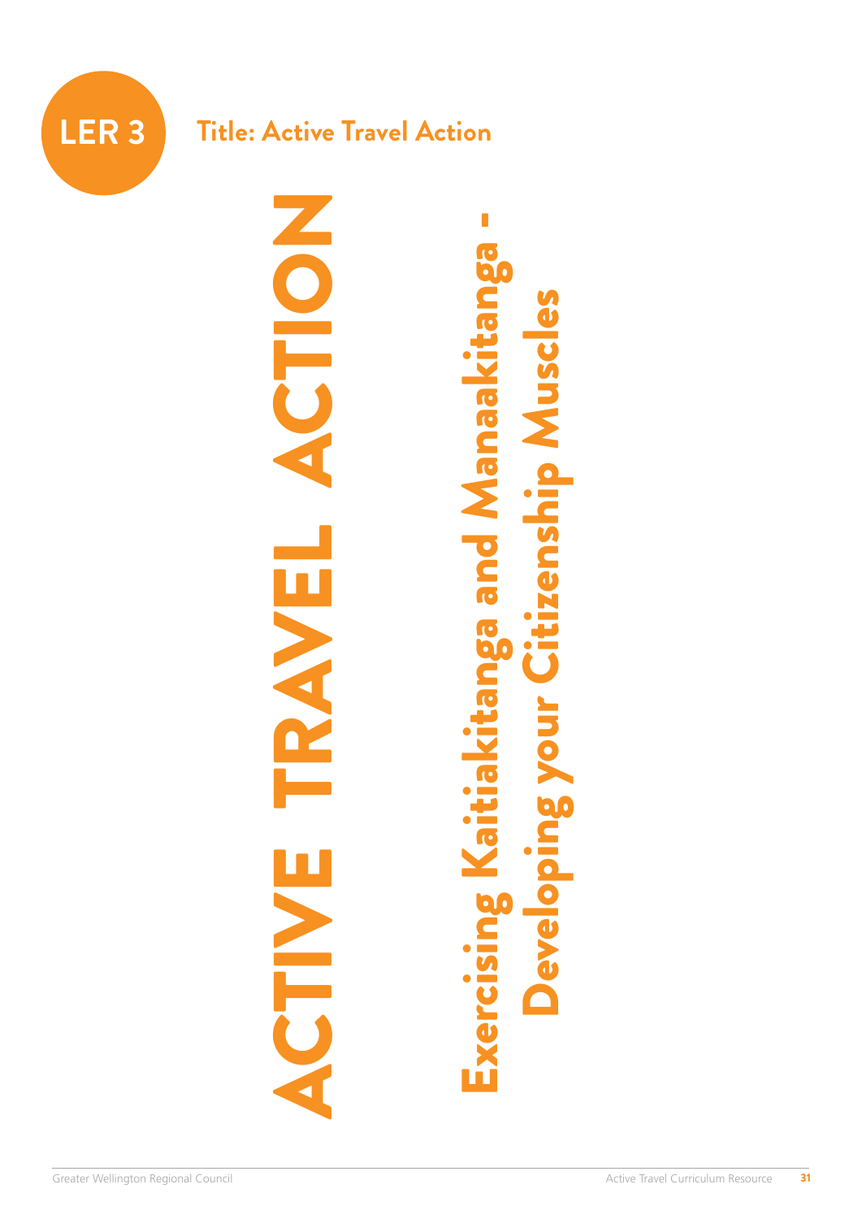LER 3

## Title: Active Travel Action

# ACTIVE TRAVEL ACTION

## Exercising Kaitiakitanga and Manaakitanga - Developing your Citizenship Muscles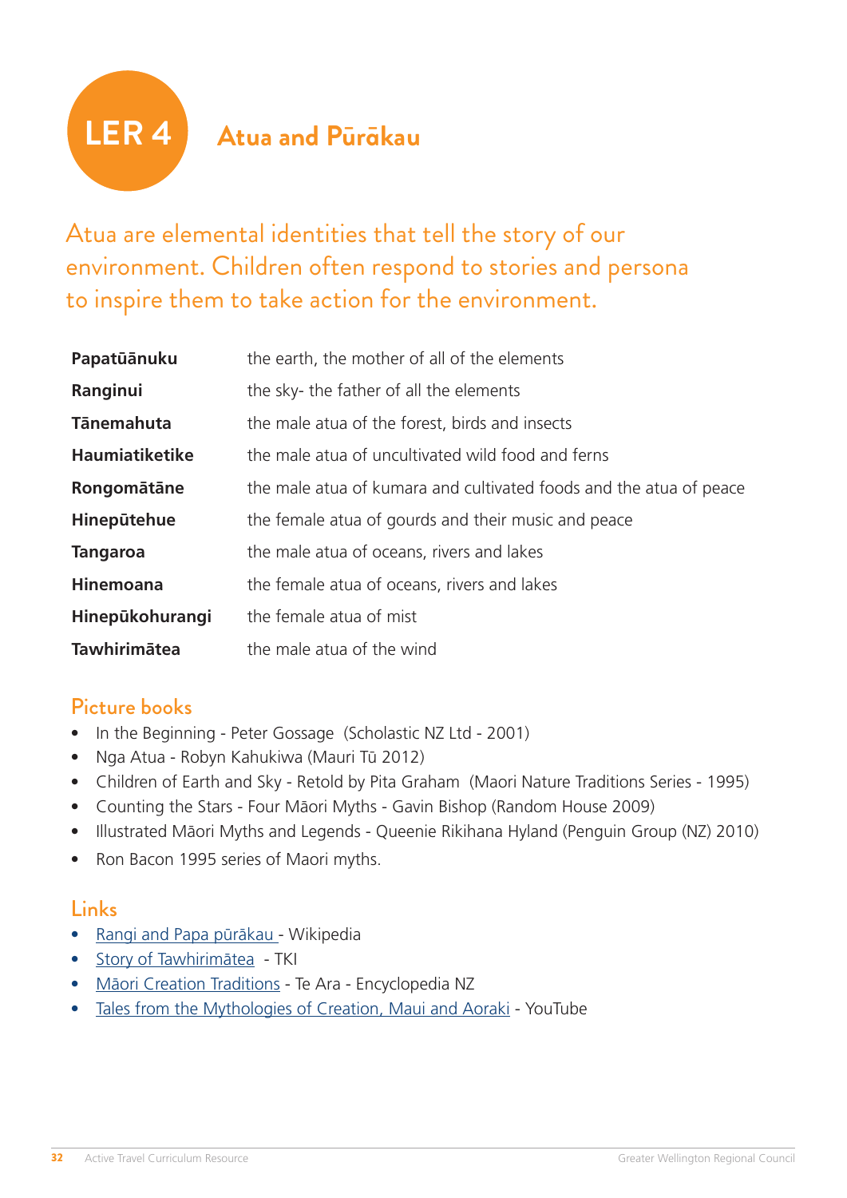# LER 4 Atua and Pūrākau

Atua are elemental identities that tell the story of our environment. Children often respond to stories and persona to inspire them to take action for the environment.

| | |
|---|---|
| **Papatūānuku** | the earth, the mother of all of the elements |
| **Ranginui** | the sky- the father of all the elements |
| **Tānemahuta** | the male atua of the forest, birds and insects |
| **Haumiatiketike** | the male atua of uncultivated wild food and ferns |
| **Rongomātāne** | the male atua of kumara and cultivated foods and the atua of peace |
| **Hinepūtehue** | the female atua of gourds and their music and peace |
| **Tangaroa** | the male atua of oceans, rivers and lakes |
| **Hinemoana** | the female atua of oceans, rivers and lakes |
| **Hinepūkohurangi** | the female atua of mist |
| **Tawhirimātea** | the male atua of the wind |

## Picture books

- In the Beginning - Peter Gossage (Scholastic NZ Ltd - 2001)
- Nga Atua - Robyn Kahukiwa (Mauri Tū 2012)
- Children of Earth and Sky - Retold by Pita Graham (Maori Nature Traditions Series - 1995)
- Counting the Stars - Four Māori Myths - Gavin Bishop (Random House 2009)
- Illustrated Māori Myths and Legends - Queenie Rikihana Hyland (Penguin Group (NZ) 2010)
- Ron Bacon 1995 series of Maori myths.

## Links

- Rangi and Papa pūrākau - Wikipedia
- Story of Tawhirimātea - TKI
- Māori Creation Traditions - Te Ara - Encyclopedia NZ
- Tales from the Mythologies of Creation, Maui and Aoraki - YouTube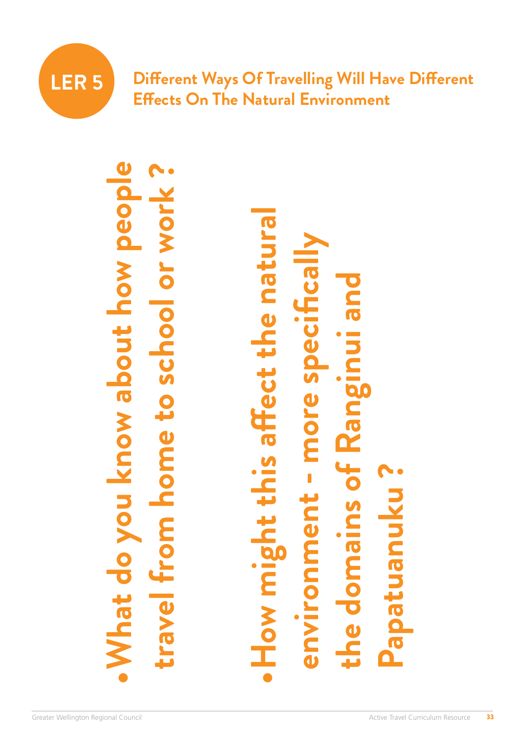# LER 5

## Different Ways Of Travelling Will Have Different Effects On The Natural Environment

- **What do you know about how people travel from home to school or work ?**
- **How might this affect the natural environment - more specifically the domains of Ranginui and Papatuanuku ?**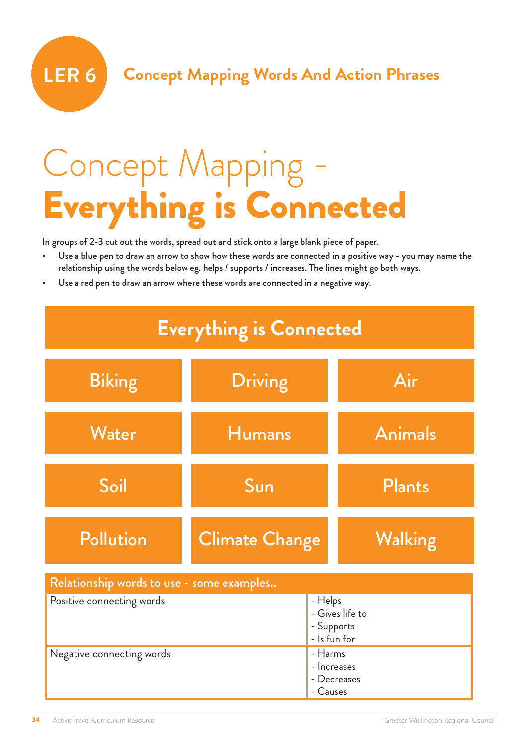## LER 6 Concept Mapping Words And Action Phrases

# Concept Mapping – Everything is Connected

In groups of 2-3 cut out the words, spread out and stick onto a large blank piece of paper.

- Use a blue pen to draw an arrow to show how these words are connected in a positive way - you may name the relationship using the words below eg. helps / supports / increases. The lines might go both ways.
- Use a red pen to draw an arrow where these words are connected in a negative way.

| Everything is Connected | | |
|---|---|---|
| Biking | Driving | Air |
| Water | Humans | Animals |
| Soil | Sun | Plants |
| Pollution | Climate Change | Walking |

| Relationship words to use - some examples.. | |
|---|---|
| Positive connecting words | - Helps<br>- Gives life to<br>- Supports<br>- Is fun for |
| Negative connecting words | - Harms<br>- Increases<br>- Decreases<br>- Causes |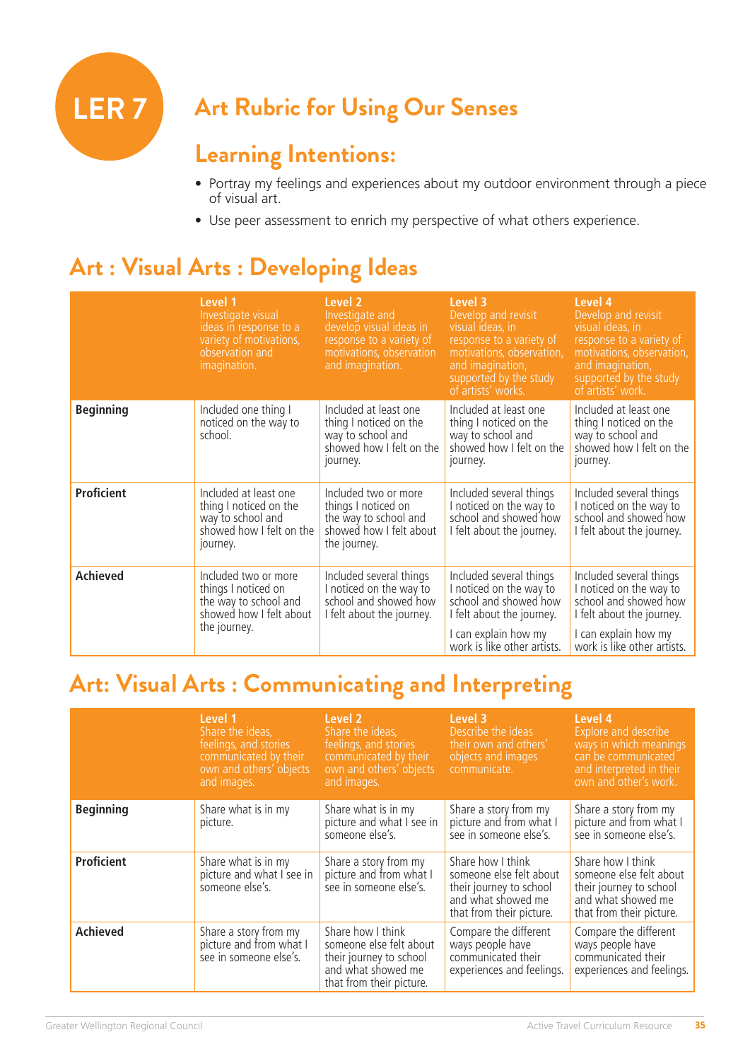# LER 7 Art Rubric for Using Our Senses

## Learning Intentions:

- Portray my feelings and experiences about my outdoor environment through a piece of visual art.
- Use peer assessment to enrich my perspective of what others experience.

## Art : Visual Arts : Developing Ideas

| | Level 1<br>Investigate visual ideas in response to a variety of motivations, observation and imagination. | Level 2<br>Investigate and develop visual ideas in response to a variety of motivations, observation and imagination. | Level 3<br>Develop and revisit visual ideas, in response to a variety of motivations, observation, and imagination, supported by the study of artists' works. | Level 4<br>Develop and revisit visual ideas, in response to a variety of motivations, observation, and imagination, supported by the study of artists' work. |
|---|---|---|---|---|
| **Beginning** | Included one thing I noticed on the way to school. | Included at least one thing I noticed on the way to school and showed how I felt on the journey. | Included at least one thing I noticed on the way to school and showed how I felt on the journey. | Included at least one thing I noticed on the way to school and showed how I felt on the journey. |
| **Proficient** | Included at least one thing I noticed on the way to school and showed how I felt on the journey. | Included two or more things I noticed on the way to school and showed how I felt about the journey. | Included several things I noticed on the way to school and showed how I felt about the journey. | Included several things I noticed on the way to school and showed how I felt about the journey. |
| **Achieved** | Included two or more things I noticed on the way to school and showed how I felt about the journey. | Included several things I noticed on the way to school and showed how I felt about the journey. | Included several things I noticed on the way to school and showed how I felt about the journey.<br>I can explain how my work is like other artists. | Included several things I noticed on the way to school and showed how I felt about the journey.<br>I can explain how my work is like other artists. |

## Art: Visual Arts : Communicating and Interpreting

| | Level 1<br>Share the ideas, feelings, and stories communicated by their own and others' objects and images. | Level 2<br>Share the ideas, feelings, and stories communicated by their own and others' objects and images. | Level 3<br>Describe the ideas their own and others' objects and images communicate. | Level 4<br>Explore and describe ways in which meanings can be communicated and interpreted in their own and other's work. |
|---|---|---|---|---|
| **Beginning** | Share what is in my picture. | Share what is in my picture and what I see in someone else's. | Share a story from my picture and from what I see in someone else's. | Share a story from my picture and from what I see in someone else's. |
| **Proficient** | Share what is in my picture and what I see in someone else's. | Share a story from my picture and from what I see in someone else's. | Share how I think someone else felt about their journey to school and what showed me that from their picture. | Share how I think someone else felt about their journey to school and what showed me that from their picture. |
| **Achieved** | Share a story from my picture and from what I see in someone else's. | Share how I think someone else felt about their journey to school and what showed me that from their picture. | Compare the different ways people have communicated their experiences and feelings. | Compare the different ways people have communicated their experiences and feelings. |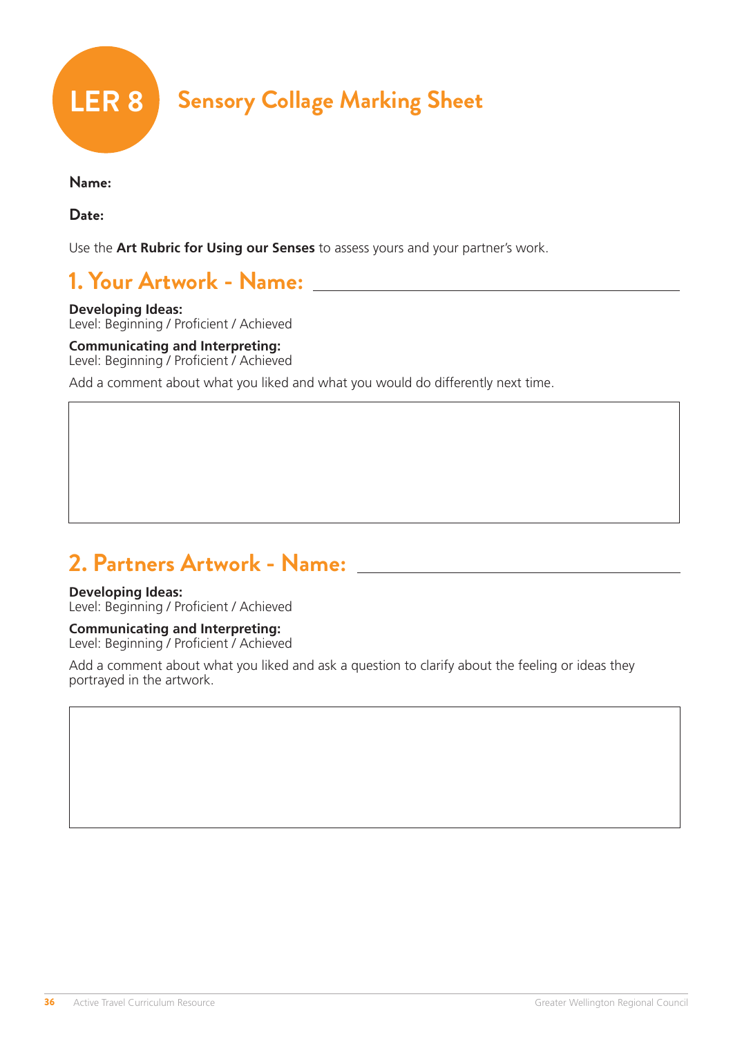# LER 8 Sensory Collage Marking Sheet

**Name:**

**Date:**

Use the **Art Rubric for Using our Senses** to assess yours and your partner's work.

## 1. Your Artwork - Name: ______________________________

**Developing Ideas:**
Level: Beginning / Proficient / Achieved

**Communicating and Interpreting:**
Level: Beginning / Proficient / Achieved

Add a comment about what you liked and what you would do differently next time.

## 2. Partners Artwork - Name: ______________________________

**Developing Ideas:**
Level: Beginning / Proficient / Achieved

**Communicating and Interpreting:**
Level: Beginning / Proficient / Achieved

Add a comment about what you liked and ask a question to clarify about the feeling or ideas they portrayed in the artwork.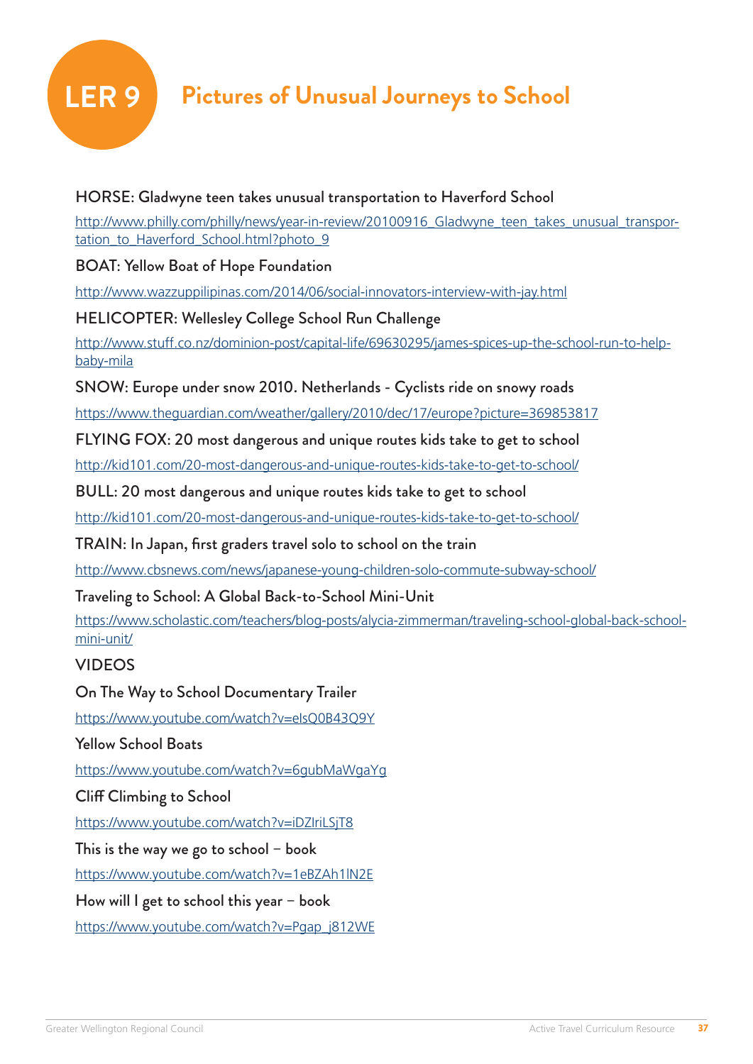# LER 9 Pictures of Unusual Journeys to School

HORSE: Gladwyne teen takes unusual transportation to Haverford School

http://www.philly.com/philly/news/year-in-review/20100916_Gladwyne_teen_takes_unusual_transportation_to_Haverford_School.html?photo_9

BOAT: Yellow Boat of Hope Foundation

http://www.wazzuppilipinas.com/2014/06/social-innovators-interview-with-jay.html

HELICOPTER: Wellesley College School Run Challenge

http://www.stuff.co.nz/dominion-post/capital-life/69630295/james-spices-up-the-school-run-to-help-baby-mila

SNOW: Europe under snow 2010. Netherlands - Cyclists ride on snowy roads

https://www.theguardian.com/weather/gallery/2010/dec/17/europe?picture=369853817

FLYING FOX: 20 most dangerous and unique routes kids take to get to school

http://kid101.com/20-most-dangerous-and-unique-routes-kids-take-to-get-to-school/

BULL: 20 most dangerous and unique routes kids take to get to school

http://kid101.com/20-most-dangerous-and-unique-routes-kids-take-to-get-to-school/

TRAIN: In Japan, first graders travel solo to school on the train

http://www.cbsnews.com/news/japanese-young-children-solo-commute-subway-school/

Traveling to School: A Global Back-to-School Mini-Unit

https://www.scholastic.com/teachers/blog-posts/alycia-zimmerman/traveling-school-global-back-school-mini-unit/

VIDEOS

On The Way to School Documentary Trailer

https://www.youtube.com/watch?v=eIsQ0B43Q9Y

Yellow School Boats

https://www.youtube.com/watch?v=6gubMaWgaYg

Cliff Climbing to School

https://www.youtube.com/watch?v=iDZIriLSjT8

This is the way we go to school – book

https://www.youtube.com/watch?v=1eBZAh1lN2E

How will I get to school this year – book

https://www.youtube.com/watch?v=Pgap_j812WE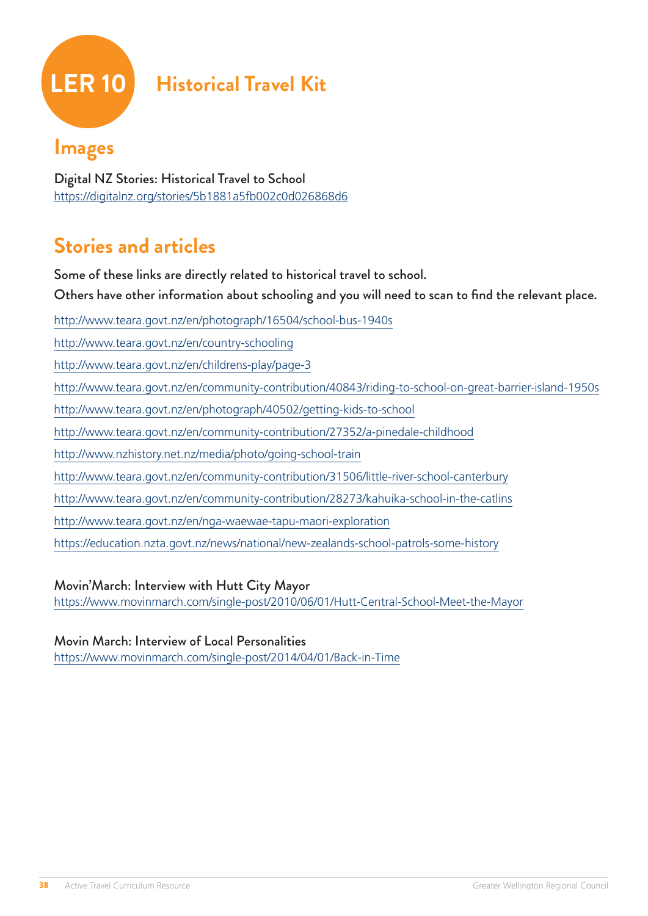# LER 10 Historical Travel Kit

## Images

Digital NZ Stories: Historical Travel to School
https://digitalnz.org/stories/5b1881a5fb002c0d026868d6

## Stories and articles

Some of these links are directly related to historical travel to school.
Others have other information about schooling and you will need to scan to find the relevant place.

http://www.teara.govt.nz/en/photograph/16504/school-bus-1940s

http://www.teara.govt.nz/en/country-schooling

http://www.teara.govt.nz/en/childrens-play/page-3

http://www.teara.govt.nz/en/community-contribution/40843/riding-to-school-on-great-barrier-island-1950s

http://www.teara.govt.nz/en/photograph/40502/getting-kids-to-school

http://www.teara.govt.nz/en/community-contribution/27352/a-pinedale-childhood

http://www.nzhistory.net.nz/media/photo/going-school-train

http://www.teara.govt.nz/en/community-contribution/31506/little-river-school-canterbury

http://www.teara.govt.nz/en/community-contribution/28273/kahuika-school-in-the-catlins

http://www.teara.govt.nz/en/nga-waewae-tapu-maori-exploration

https://education.nzta.govt.nz/news/national/new-zealands-school-patrols-some-history

Movin'March: Interview with Hutt City Mayor
https://www.movinmarch.com/single-post/2010/06/01/Hutt-Central-School-Meet-the-Mayor

Movin March: Interview of Local Personalities
https://www.movinmarch.com/single-post/2014/04/01/Back-in-Time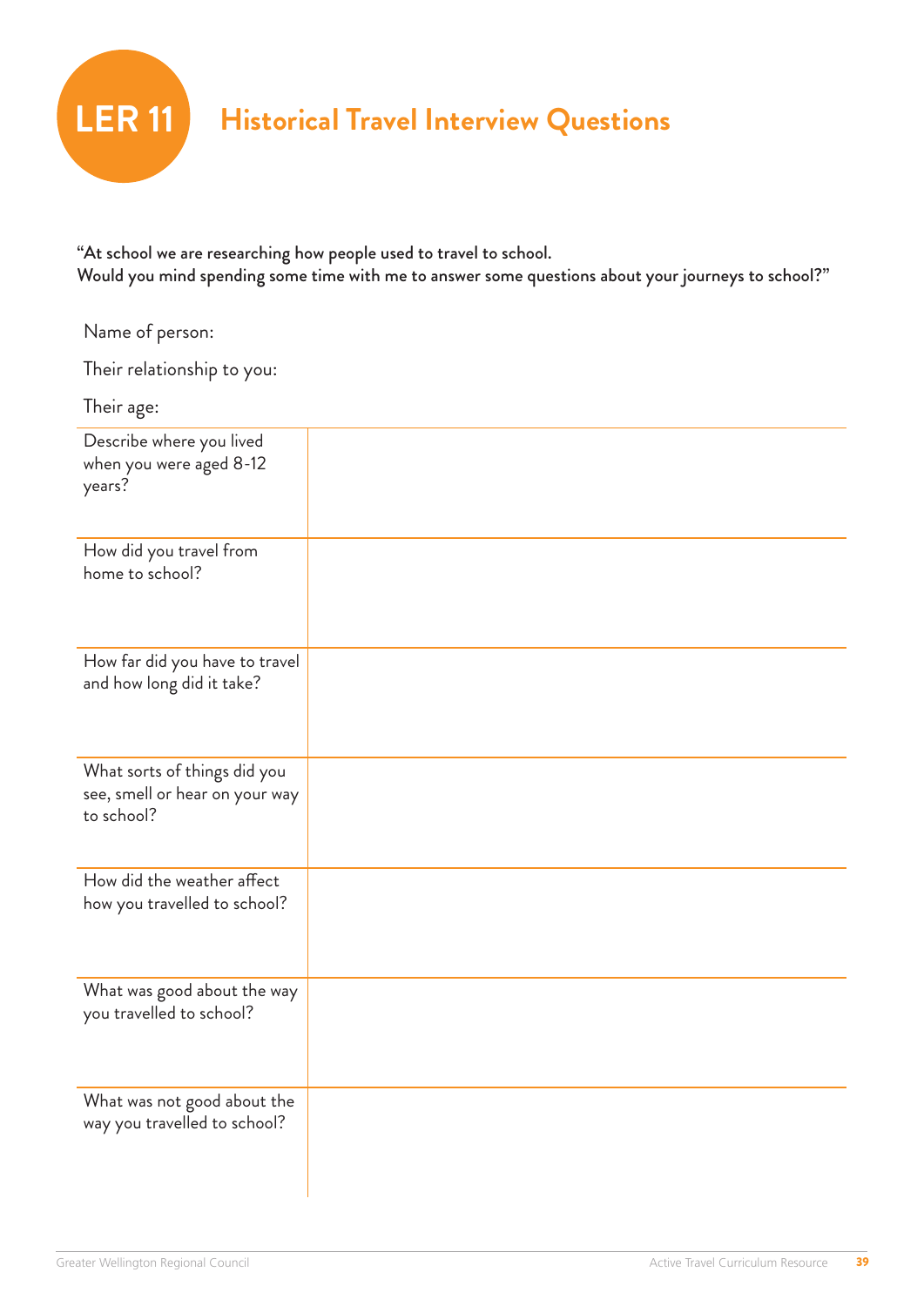# LER 11 Historical Travel Interview Questions

**"At school we are researching how people used to travel to school. Would you mind spending some time with me to answer some questions about your journeys to school?"**

Name of person:

Their relationship to you:

Their age:

| | |
|---|---|
| Describe where you lived when you were aged 8-12 years? | |
| How did you travel from home to school? | |
| How far did you have to travel and how long did it take? | |
| What sorts of things did you see, smell or hear on your way to school? | |
| How did the weather affect how you travelled to school? | |
| What was good about the way you travelled to school? | |
| What was not good about the way you travelled to school? | |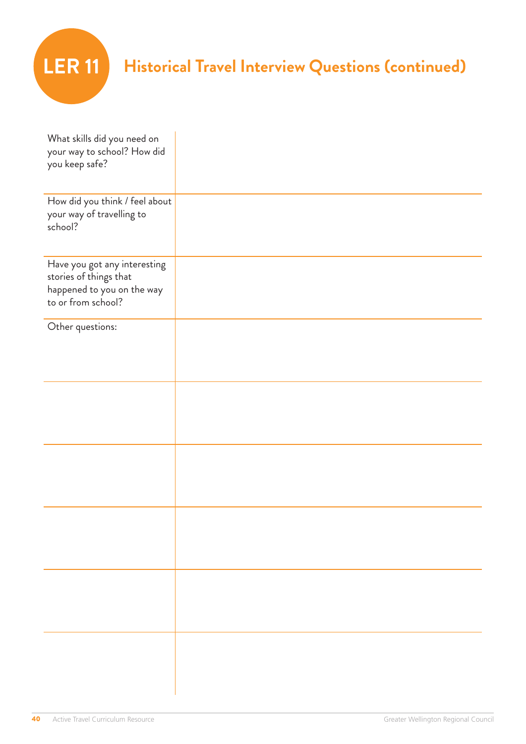# LER 11 Historical Travel Interview Questions (continued)

| | |
|---|---|
| What skills did you need on your way to school? How did you keep safe? | |
| How did you think / feel about your way of travelling to school? | |
| Have you got any interesting stories of things that happened to you on the way to or from school? | |
| Other questions: | |
| | |
| | |
| | |
| | |
| | |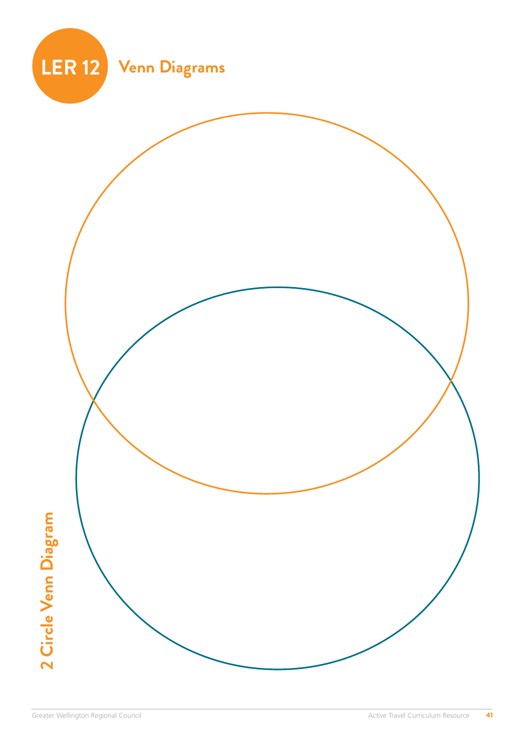# LER 12 Venn Diagrams

## 2 Circle Venn Diagram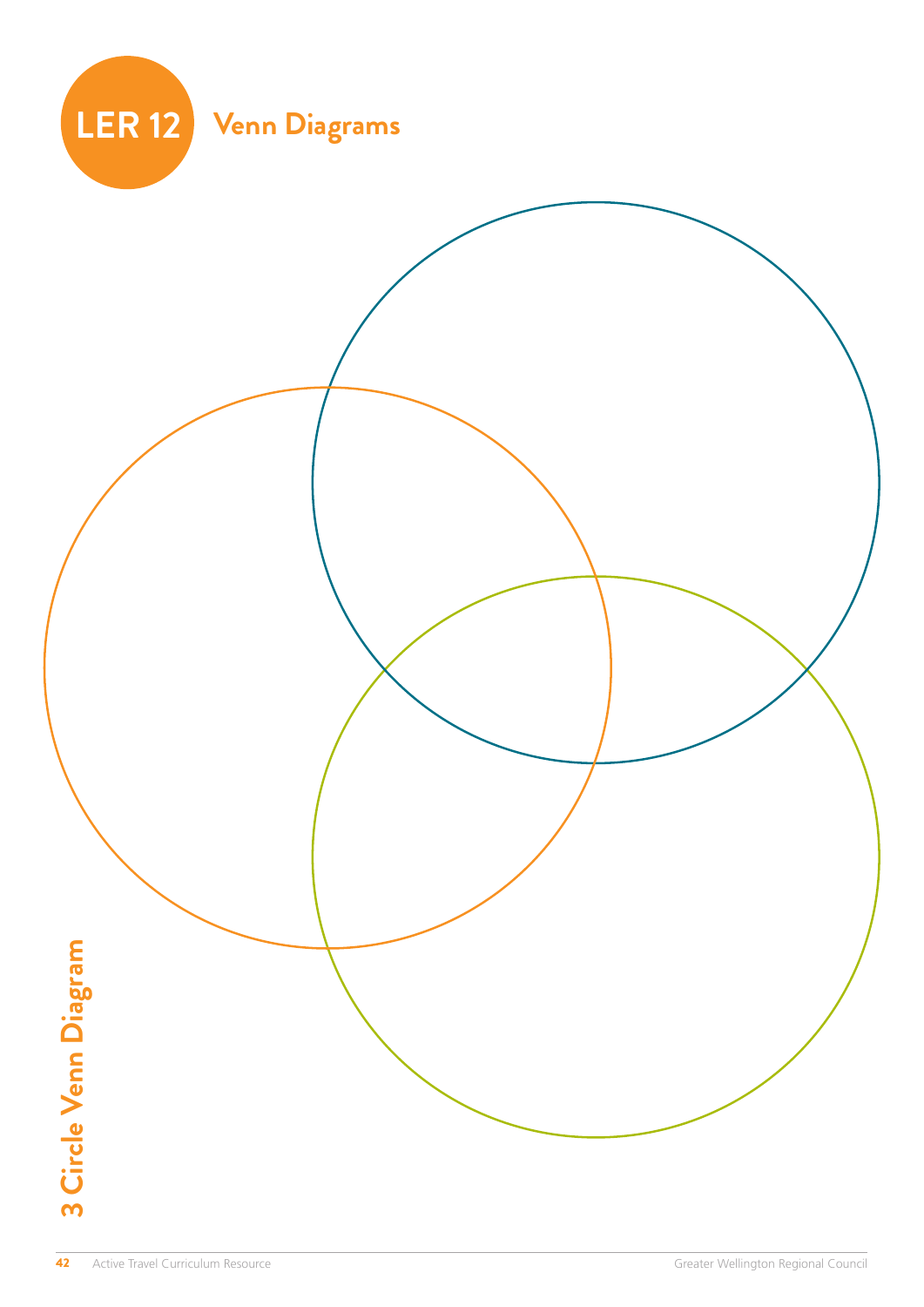# LER 12 Venn Diagrams

**3 Circle Venn Diagram**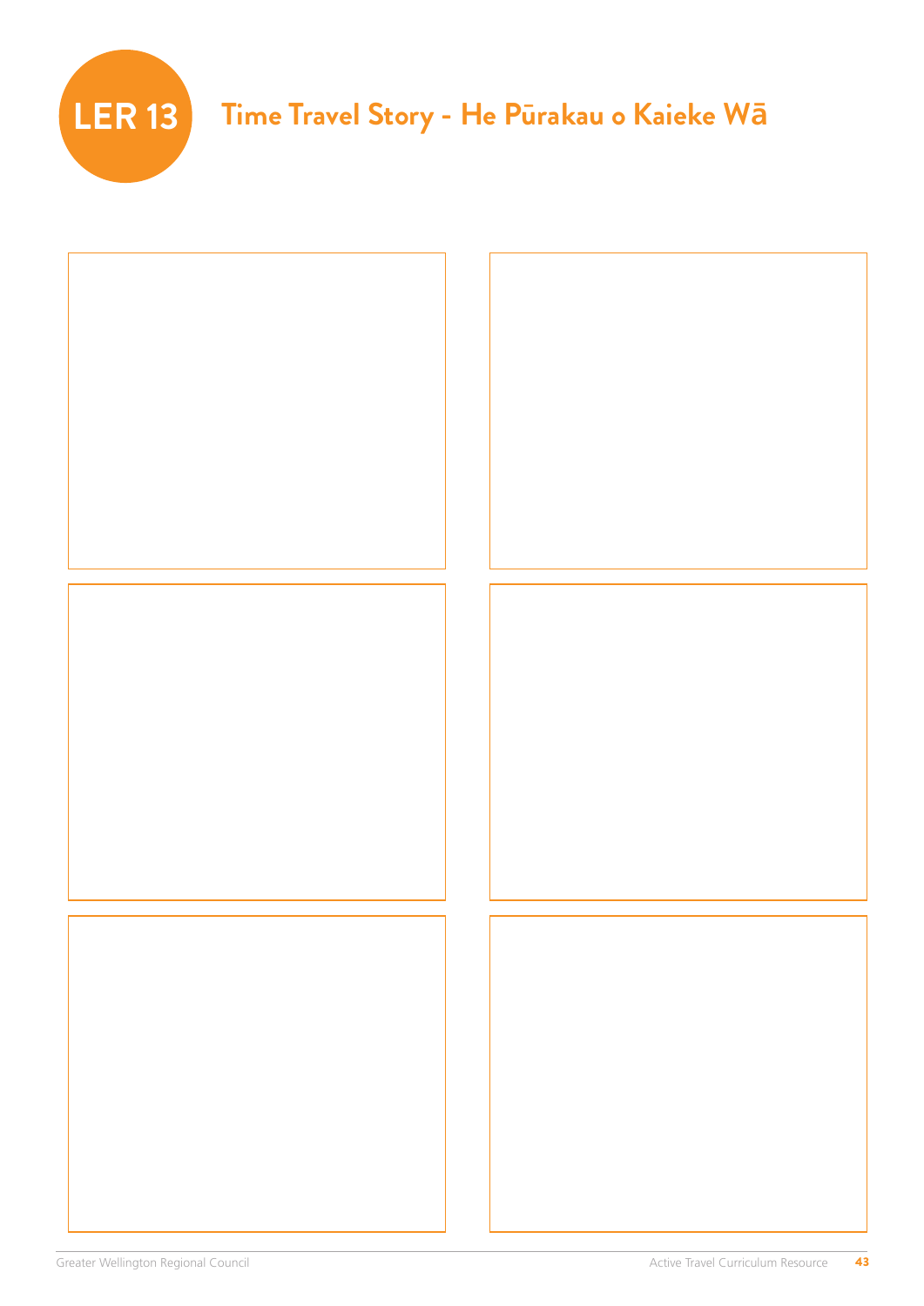# LER 13 Time Travel Story - He Pūrakau o Kaieke Wā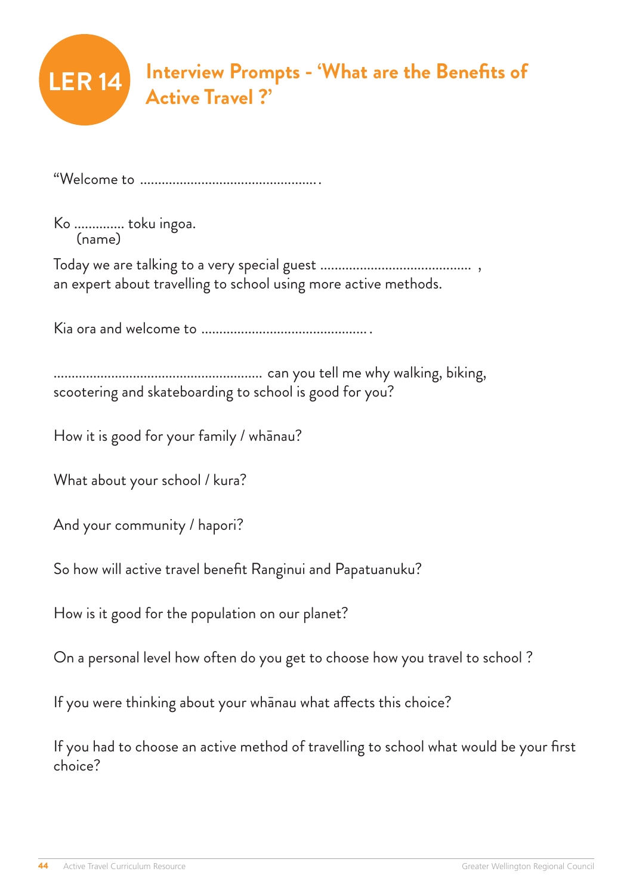# LER 14 Interview Prompts - 'What are the Benefits of Active Travel ?'

"Welcome to ................................................ .

Ko ............. toku ingoa.
(name)

Today we are talking to a very special guest ........................................ ,
an expert about travelling to school using more active methods.

Kia ora and welcome to ............................................ .

......................................................... can you tell me why walking, biking, scootering and skateboarding to school is good for you?

How it is good for your family / whānau?

What about your school / kura?

And your community / hapori?

So how will active travel benefit Ranginui and Papatuanuku?

How is it good for the population on our planet?

On a personal level how often do you get to choose how you travel to school ?

If you were thinking about your whānau what affects this choice?

If you had to choose an active method of travelling to school what would be your first choice?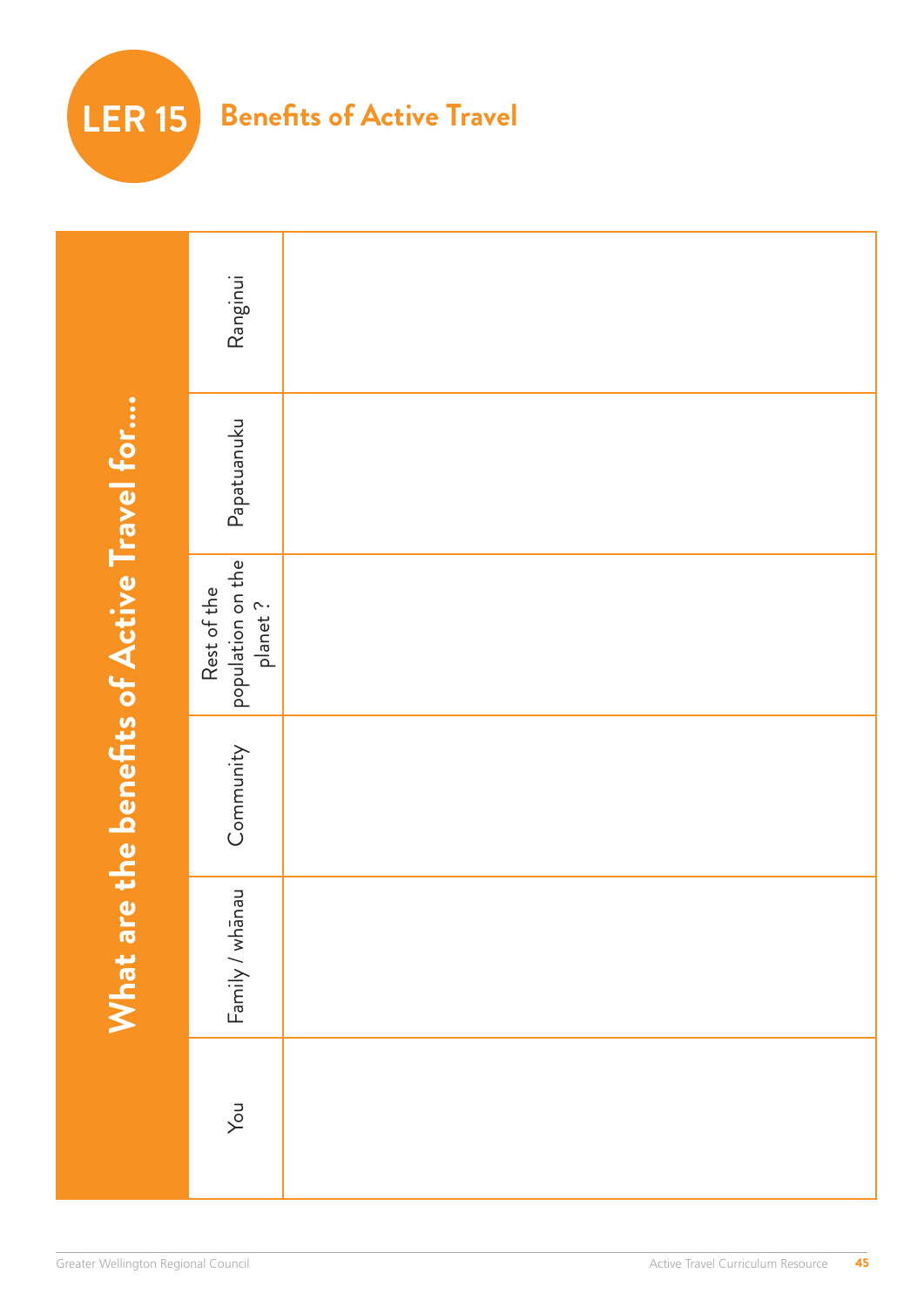# LER 15 Benefits of Active Travel

| What are the benefits of Active Travel for.... | |
|---|---|
| You | |
| Family / whānau | |
| Community | |
| Rest of the population on the planet ? | |
| Papatuanuku | |
| Ranginui | |